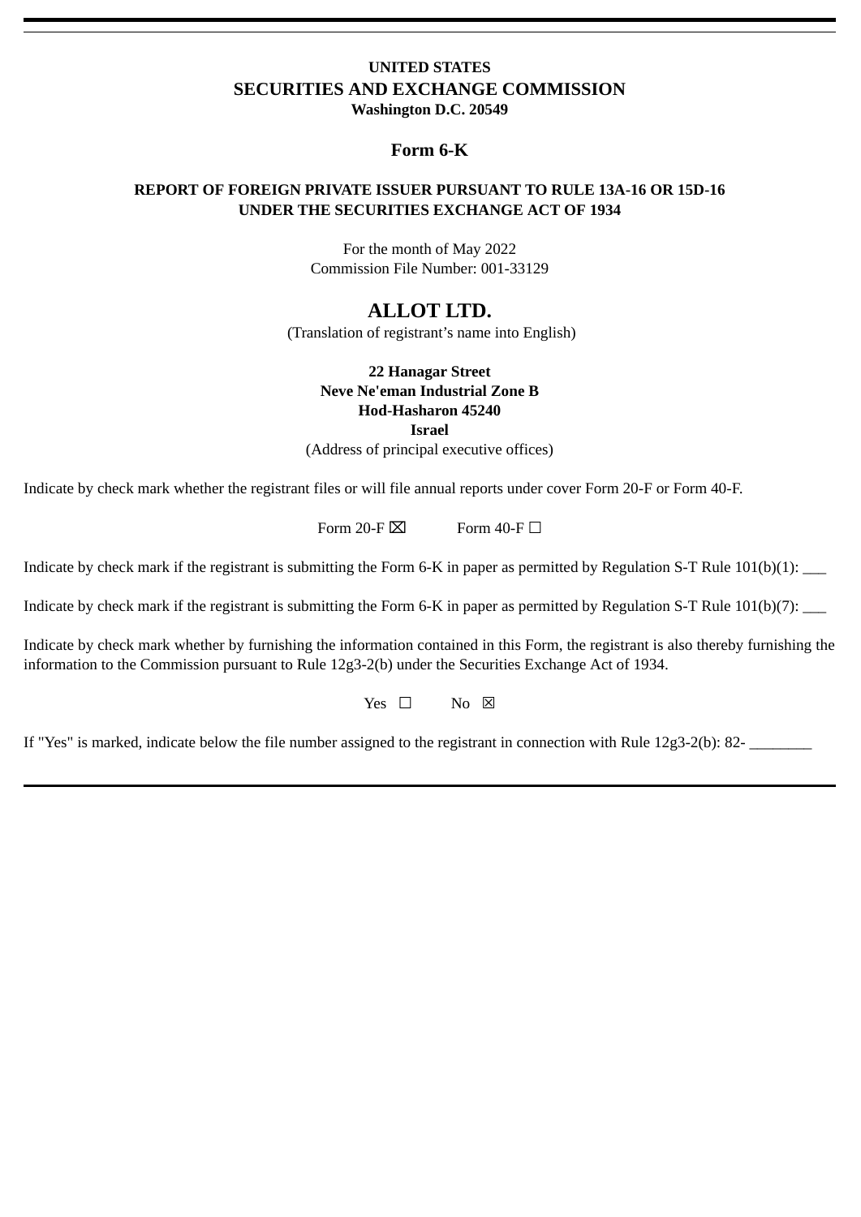**UNITED STATES**
**SECURITIES AND EXCHANGE COMMISSION**
**Washington D.C. 20549**

# Form 6-K

**REPORT OF FOREIGN PRIVATE ISSUER PURSUANT TO RULE 13A-16 OR 15D-16**
**UNDER THE SECURITIES EXCHANGE ACT OF 1934**

For the month of May 2022
Commission File Number: 001-33129

# ALLOT LTD.

(Translation of registrant's name into English)

**22 Hanagar Street**
**Neve Ne'eman Industrial Zone B**
**Hod-Hasharon 45240**
**Israel**
(Address of principal executive offices)

Indicate by check mark whether the registrant files or will file annual reports under cover Form 20-F or Form 40-F.

Form 20-F ☒ Form 40-F ☐

Indicate by check mark if the registrant is submitting the Form 6-K in paper as permitted by Regulation S-T Rule 101(b)(1): ___

Indicate by check mark if the registrant is submitting the Form 6-K in paper as permitted by Regulation S-T Rule 101(b)(7): ___

Indicate by check mark whether by furnishing the information contained in this Form, the registrant is also thereby furnishing the information to the Commission pursuant to Rule 12g3-2(b) under the Securities Exchange Act of 1934.

Yes ☐ No ☒

If "Yes" is marked, indicate below the file number assigned to the registrant in connection with Rule 12g3-2(b): 82- ________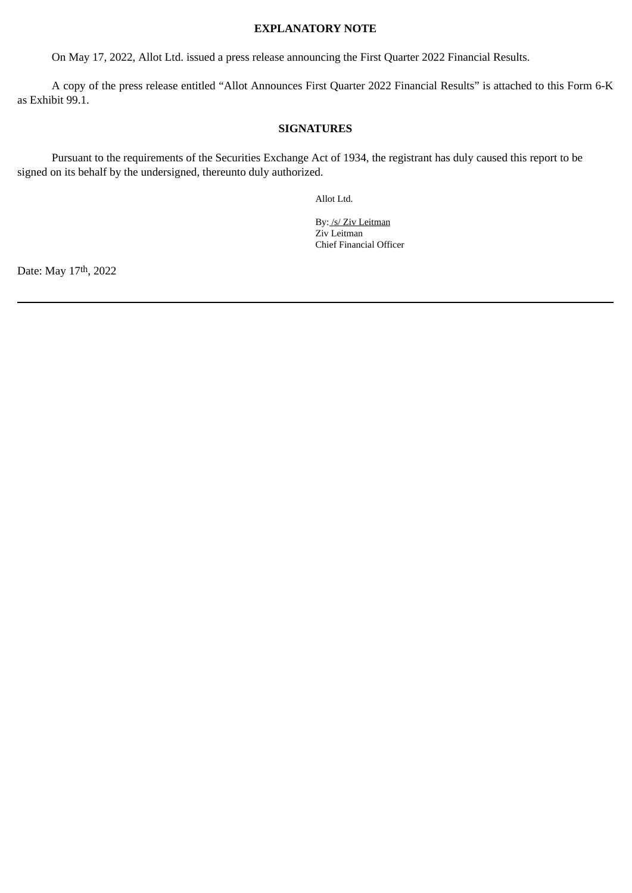## EXPLANATORY NOTE

On May 17, 2022, Allot Ltd. issued a press release announcing the First Quarter 2022 Financial Results.

A copy of the press release entitled "Allot Announces First Quarter 2022 Financial Results" is attached to this Form 6-K as Exhibit 99.1.

## SIGNATURES

Pursuant to the requirements of the Securities Exchange Act of 1934, the registrant has duly caused this report to be signed on its behalf by the undersigned, thereunto duly authorized.

Allot Ltd.

By: /s/ Ziv Leitman
Ziv Leitman
Chief Financial Officer

Date: May 17th, 2022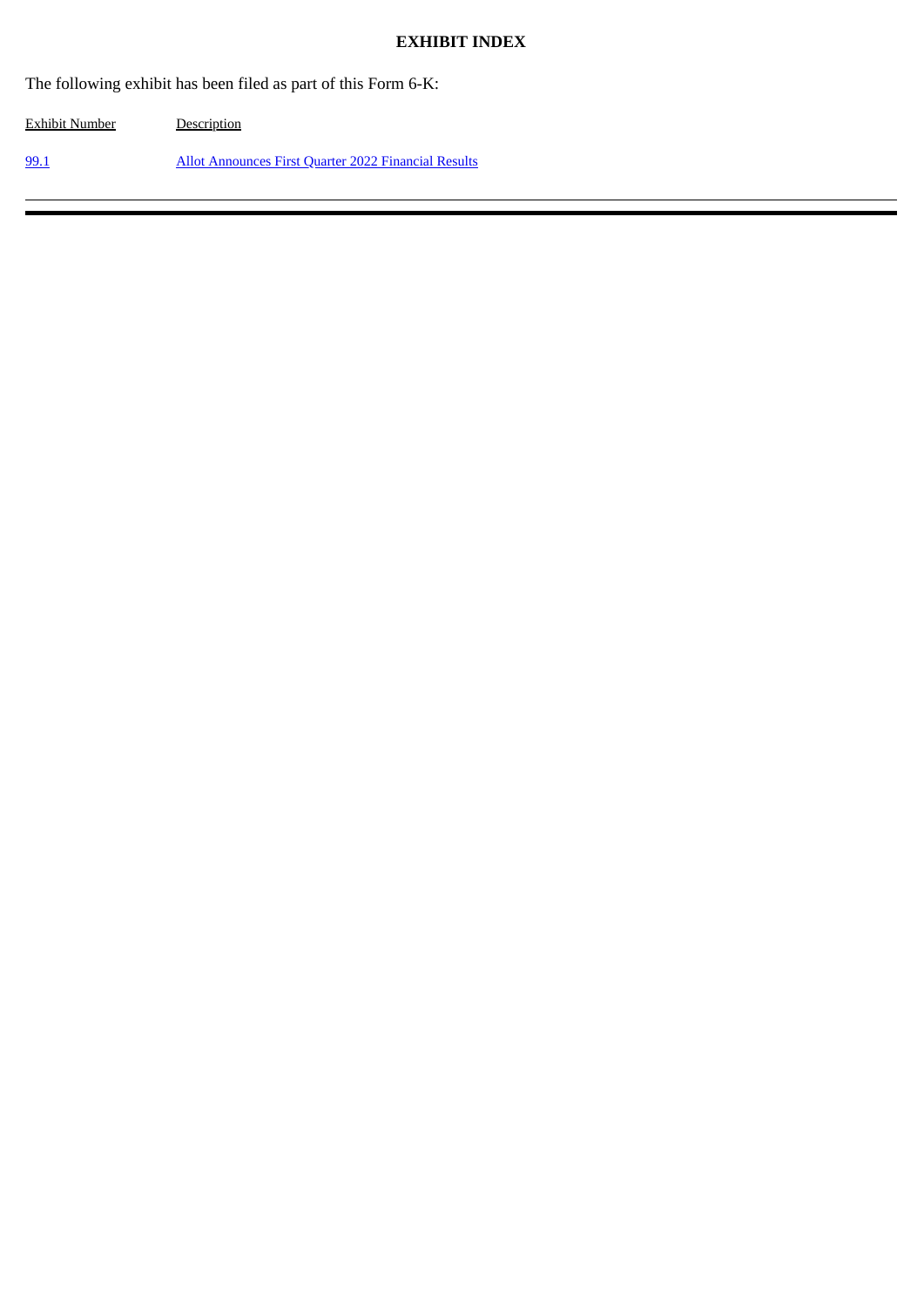**EXHIBIT INDEX**

The following exhibit has been filed as part of this Form 6-K:

| Exhibit Number | Description |
| --- | --- |
| 99.1 | Allot Announces First Quarter 2022 Financial Results |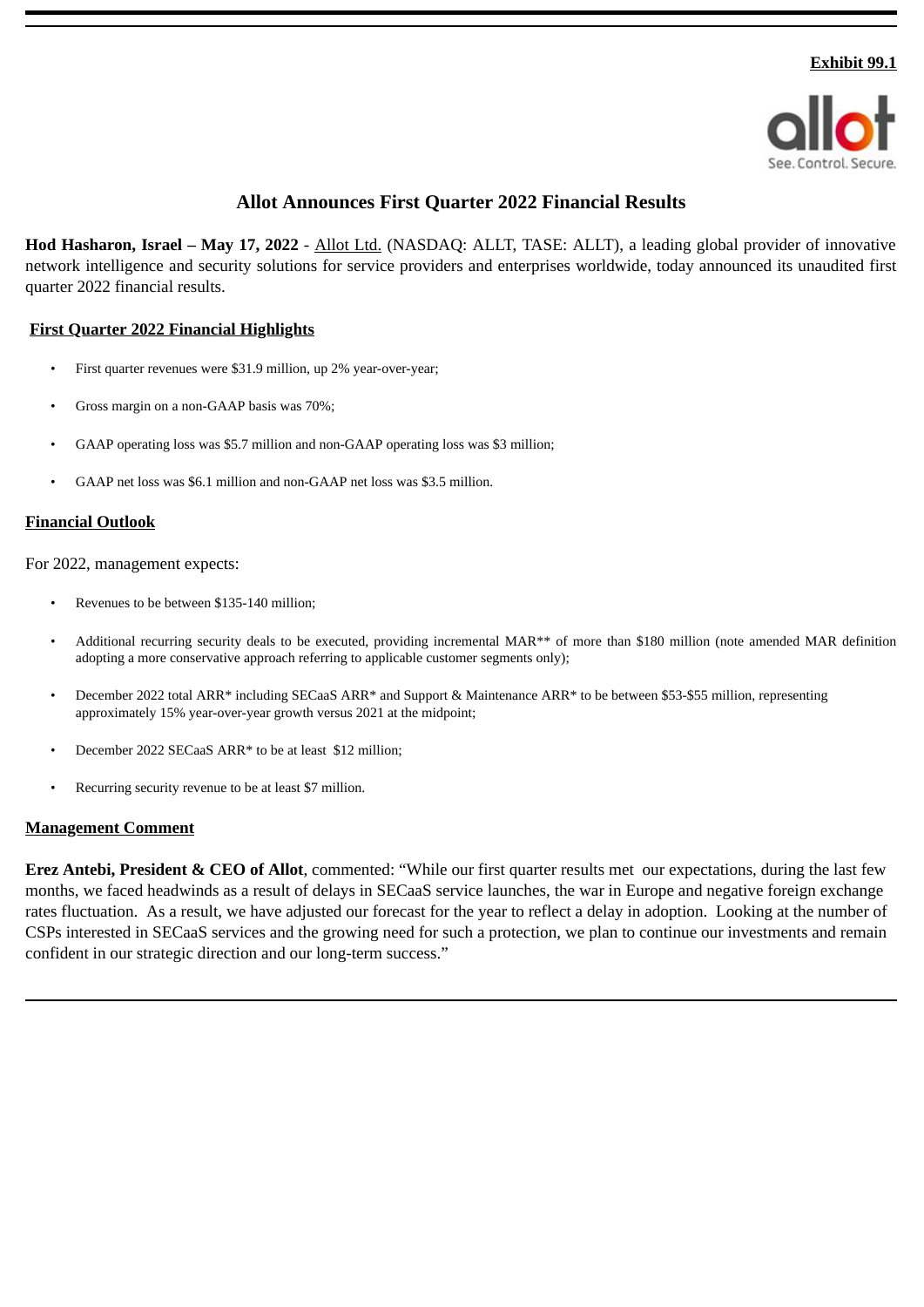**Exhibit 99.1**

# Allot Announces First Quarter 2022 Financial Results

**Hod Hasharon, Israel – May 17, 2022** - Allot Ltd. (NASDAQ: ALLT, TASE: ALLT), a leading global provider of innovative network intelligence and security solutions for service providers and enterprises worldwide, today announced its unaudited first quarter 2022 financial results.

## First Quarter 2022 Financial Highlights

- First quarter revenues were $31.9 million, up 2% year-over-year;
- Gross margin on a non-GAAP basis was 70%;
- GAAP operating loss was $5.7 million and non-GAAP operating loss was $3 million;
- GAAP net loss was $6.1 million and non-GAAP net loss was $3.5 million.

## Financial Outlook

For 2022, management expects:

- Revenues to be between $135-140 million;
- Additional recurring security deals to be executed, providing incremental MAR** of more than $180 million (note amended MAR definition adopting a more conservative approach referring to applicable customer segments only);
- December 2022 total ARR* including SECaaS ARR* and Support & Maintenance ARR* to be between $53-$55 million, representing approximately 15% year-over-year growth versus 2021 at the midpoint;
- December 2022 SECaaS ARR* to be at least $12 million;
- Recurring security revenue to be at least $7 million.

## Management Comment

**Erez Antebi, President & CEO of Allot**, commented: "While our first quarter results met our expectations, during the last few months, we faced headwinds as a result of delays in SECaaS service launches, the war in Europe and negative foreign exchange rates fluctuation. As a result, we have adjusted our forecast for the year to reflect a delay in adoption. Looking at the number of CSPs interested in SECaaS services and the growing need for such a protection, we plan to continue our investments and remain confident in our strategic direction and our long-term success."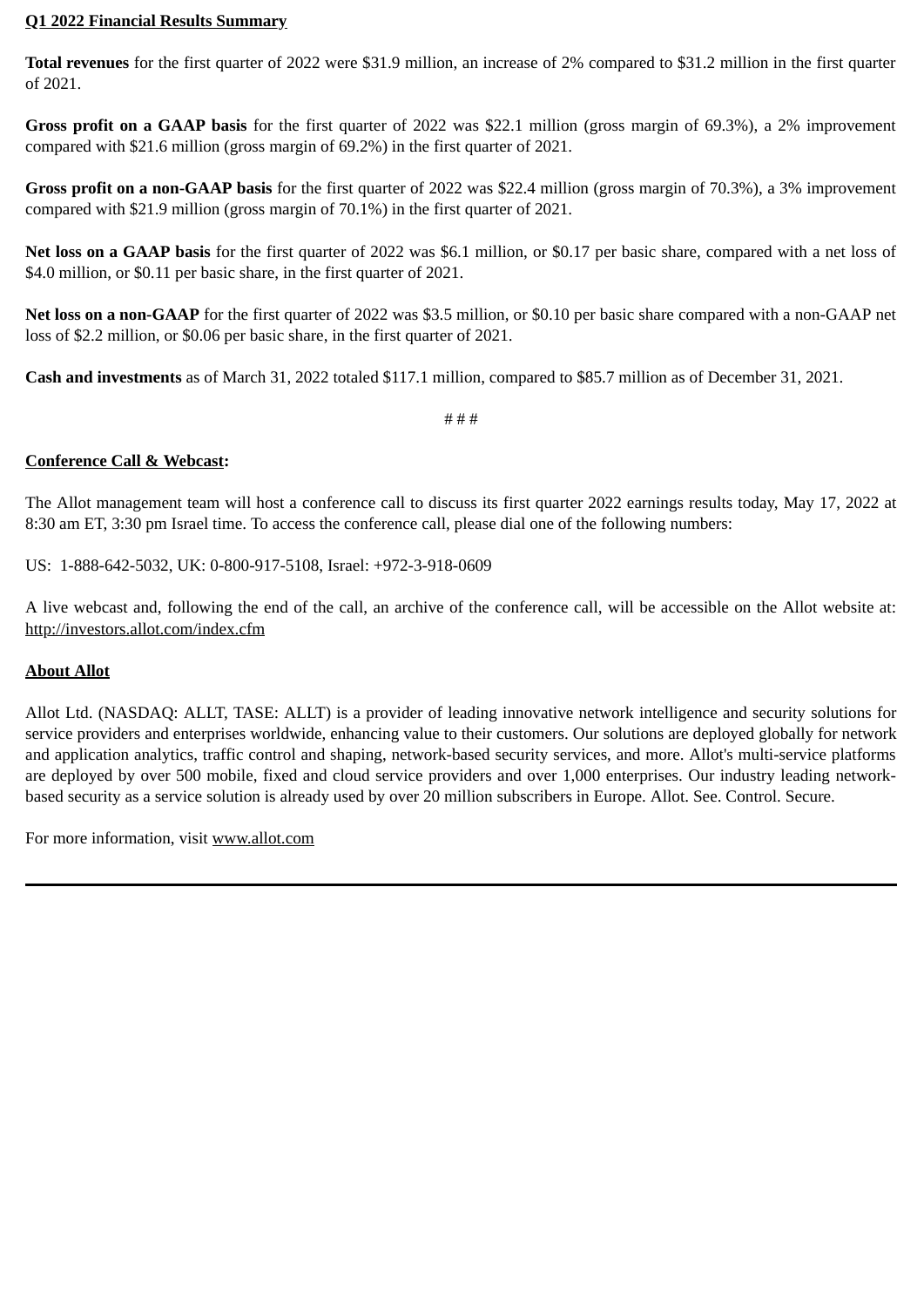**Q1 2022 Financial Results Summary**

**Total revenues** for the first quarter of 2022 were $31.9 million, an increase of 2% compared to $31.2 million in the first quarter of 2021.

**Gross profit on a GAAP basis** for the first quarter of 2022 was $22.1 million (gross margin of 69.3%), a 2% improvement compared with $21.6 million (gross margin of 69.2%) in the first quarter of 2021.

**Gross profit on a non-GAAP basis** for the first quarter of 2022 was $22.4 million (gross margin of 70.3%), a 3% improvement compared with $21.9 million (gross margin of 70.1%) in the first quarter of 2021.

**Net loss on a GAAP basis** for the first quarter of 2022 was $6.1 million, or $0.17 per basic share, compared with a net loss of $4.0 million, or $0.11 per basic share, in the first quarter of 2021.

**Net loss on a non-GAAP** for the first quarter of 2022 was $3.5 million, or $0.10 per basic share compared with a non-GAAP net loss of $2.2 million, or $0.06 per basic share, in the first quarter of 2021.

**Cash and investments** as of March 31, 2022 totaled $117.1 million, compared to $85.7 million as of December 31, 2021.

# # #

**Conference Call & Webcast:**

The Allot management team will host a conference call to discuss its first quarter 2022 earnings results today, May 17, 2022 at 8:30 am ET, 3:30 pm Israel time. To access the conference call, please dial one of the following numbers:

US: 1-888-642-5032, UK: 0-800-917-5108, Israel: +972-3-918-0609

A live webcast and, following the end of the call, an archive of the conference call, will be accessible on the Allot website at: http://investors.allot.com/index.cfm

**About Allot**

Allot Ltd. (NASDAQ: ALLT, TASE: ALLT) is a provider of leading innovative network intelligence and security solutions for service providers and enterprises worldwide, enhancing value to their customers. Our solutions are deployed globally for network and application analytics, traffic control and shaping, network-based security services, and more. Allot's multi-service platforms are deployed by over 500 mobile, fixed and cloud service providers and over 1,000 enterprises. Our industry leading network-based security as a service solution is already used by over 20 million subscribers in Europe. Allot. See. Control. Secure.

For more information, visit www.allot.com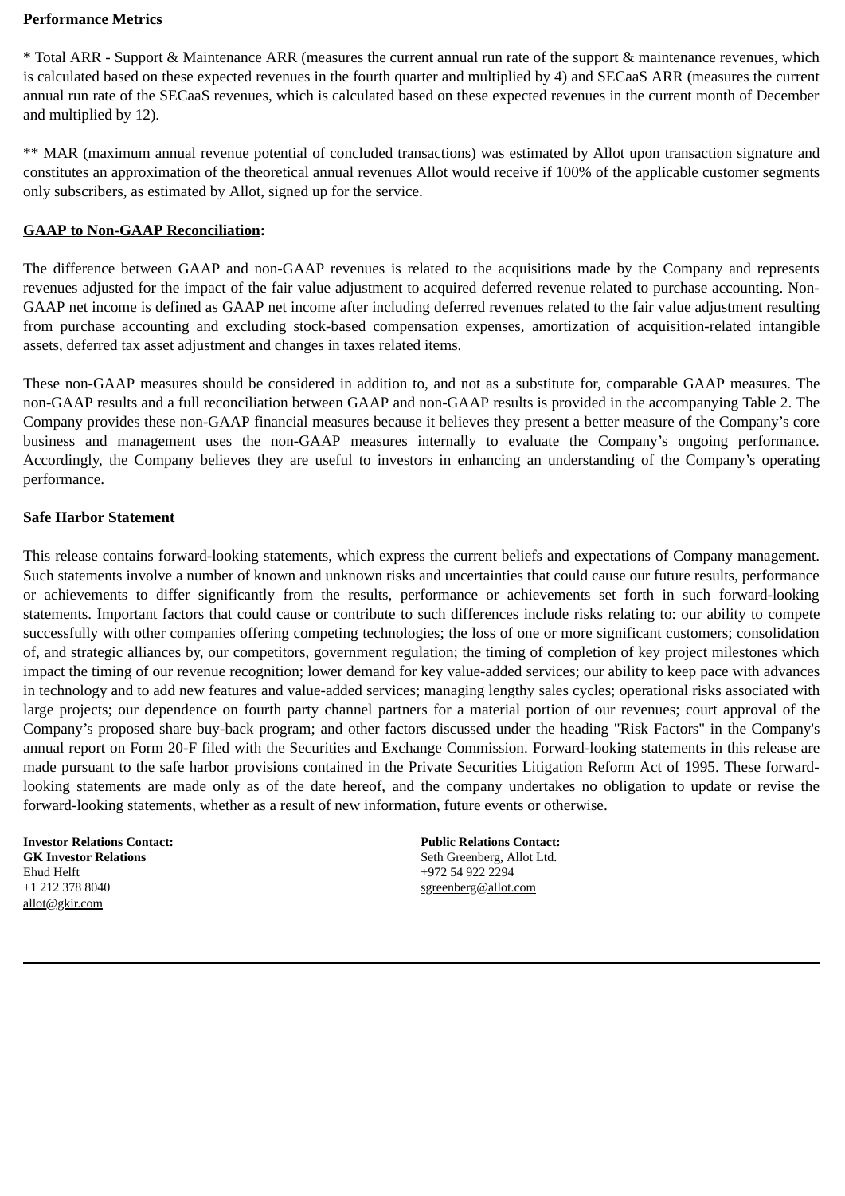**Performance Metrics**

* Total ARR - Support & Maintenance ARR (measures the current annual run rate of the support & maintenance revenues, which is calculated based on these expected revenues in the fourth quarter and multiplied by 4) and SECaaS ARR (measures the current annual run rate of the SECaaS revenues, which is calculated based on these expected revenues in the current month of December and multiplied by 12).

** MAR (maximum annual revenue potential of concluded transactions) was estimated by Allot upon transaction signature and constitutes an approximation of the theoretical annual revenues Allot would receive if 100% of the applicable customer segments only subscribers, as estimated by Allot, signed up for the service.

**GAAP to Non-GAAP Reconciliation:**

The difference between GAAP and non-GAAP revenues is related to the acquisitions made by the Company and represents revenues adjusted for the impact of the fair value adjustment to acquired deferred revenue related to purchase accounting. Non-GAAP net income is defined as GAAP net income after including deferred revenues related to the fair value adjustment resulting from purchase accounting and excluding stock-based compensation expenses, amortization of acquisition-related intangible assets, deferred tax asset adjustment and changes in taxes related items.

These non-GAAP measures should be considered in addition to, and not as a substitute for, comparable GAAP measures. The non-GAAP results and a full reconciliation between GAAP and non-GAAP results is provided in the accompanying Table 2. The Company provides these non-GAAP financial measures because it believes they present a better measure of the Company's core business and management uses the non-GAAP measures internally to evaluate the Company's ongoing performance. Accordingly, the Company believes they are useful to investors in enhancing an understanding of the Company's operating performance.

**Safe Harbor Statement**

This release contains forward-looking statements, which express the current beliefs and expectations of Company management. Such statements involve a number of known and unknown risks and uncertainties that could cause our future results, performance or achievements to differ significantly from the results, performance or achievements set forth in such forward-looking statements. Important factors that could cause or contribute to such differences include risks relating to: our ability to compete successfully with other companies offering competing technologies; the loss of one or more significant customers; consolidation of, and strategic alliances by, our competitors, government regulation; the timing of completion of key project milestones which impact the timing of our revenue recognition; lower demand for key value-added services; our ability to keep pace with advances in technology and to add new features and value-added services; managing lengthy sales cycles; operational risks associated with large projects; our dependence on fourth party channel partners for a material portion of our revenues; court approval of the Company's proposed share buy-back program; and other factors discussed under the heading "Risk Factors" in the Company's annual report on Form 20-F filed with the Securities and Exchange Commission. Forward-looking statements in this release are made pursuant to the safe harbor provisions contained in the Private Securities Litigation Reform Act of 1995. These forward-looking statements are made only as of the date hereof, and the company undertakes no obligation to update or revise the forward-looking statements, whether as a result of new information, future events or otherwise.

**Investor Relations Contact:**
**GK Investor Relations**
Ehud Helft
+1 212 378 8040
allot@gkir.com

**Public Relations Contact:**
Seth Greenberg, Allot Ltd.
+972 54 922 2294
sgreenberg@allot.com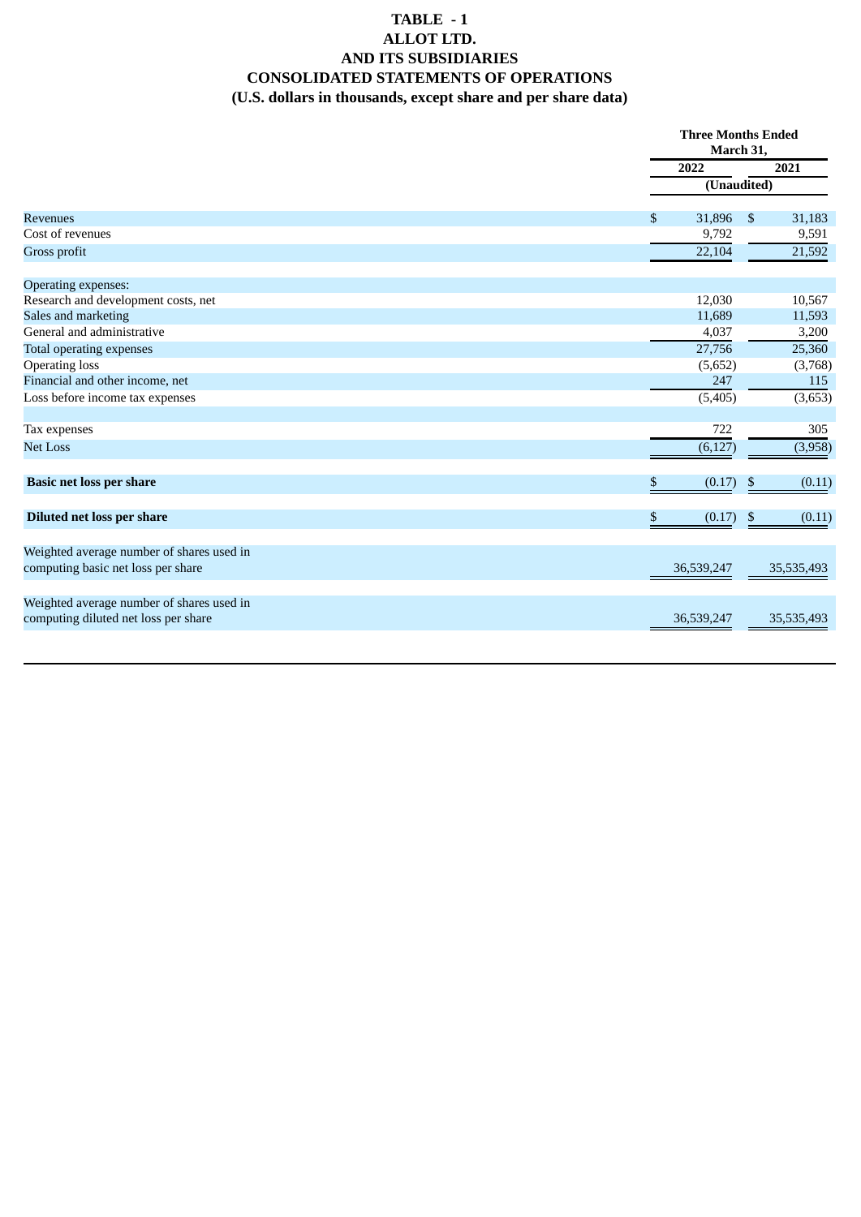# TABLE - 1
# ALLOT LTD.
# AND ITS SUBSIDIARIES
# CONSOLIDATED STATEMENTS OF OPERATIONS
# (U.S. dollars in thousands, except share and per share data)

| | Three Months Ended March 31, | |
|---|---|---|
| | 2022 | 2021 |
| | (Unaudited) | |
| Revenues | $ 31,896 | $ 31,183 |
| Cost of revenues | 9,792 | 9,591 |
| Gross profit | 22,104 | 21,592 |
| | | |
| Operating expenses: | | |
| Research and development costs, net | 12,030 | 10,567 |
| Sales and marketing | 11,689 | 11,593 |
| General and administrative | 4,037 | 3,200 |
| Total operating expenses | 27,756 | 25,360 |
| Operating loss | (5,652) | (3,768) |
| Financial and other income, net | 247 | 115 |
| Loss before income tax expenses | (5,405) | (3,653) |
| | | |
| Tax expenses | 722 | 305 |
| Net Loss | (6,127) | (3,958) |
| | | |
| **Basic net loss per share** | $ (0.17) | $ (0.11) |
| | | |
| **Diluted net loss per share** | $ (0.17) | $ (0.11) |
| | | |
| Weighted average number of shares used in computing basic net loss per share | 36,539,247 | 35,535,493 |
| | | |
| Weighted average number of shares used in computing diluted net loss per share | 36,539,247 | 35,535,493 |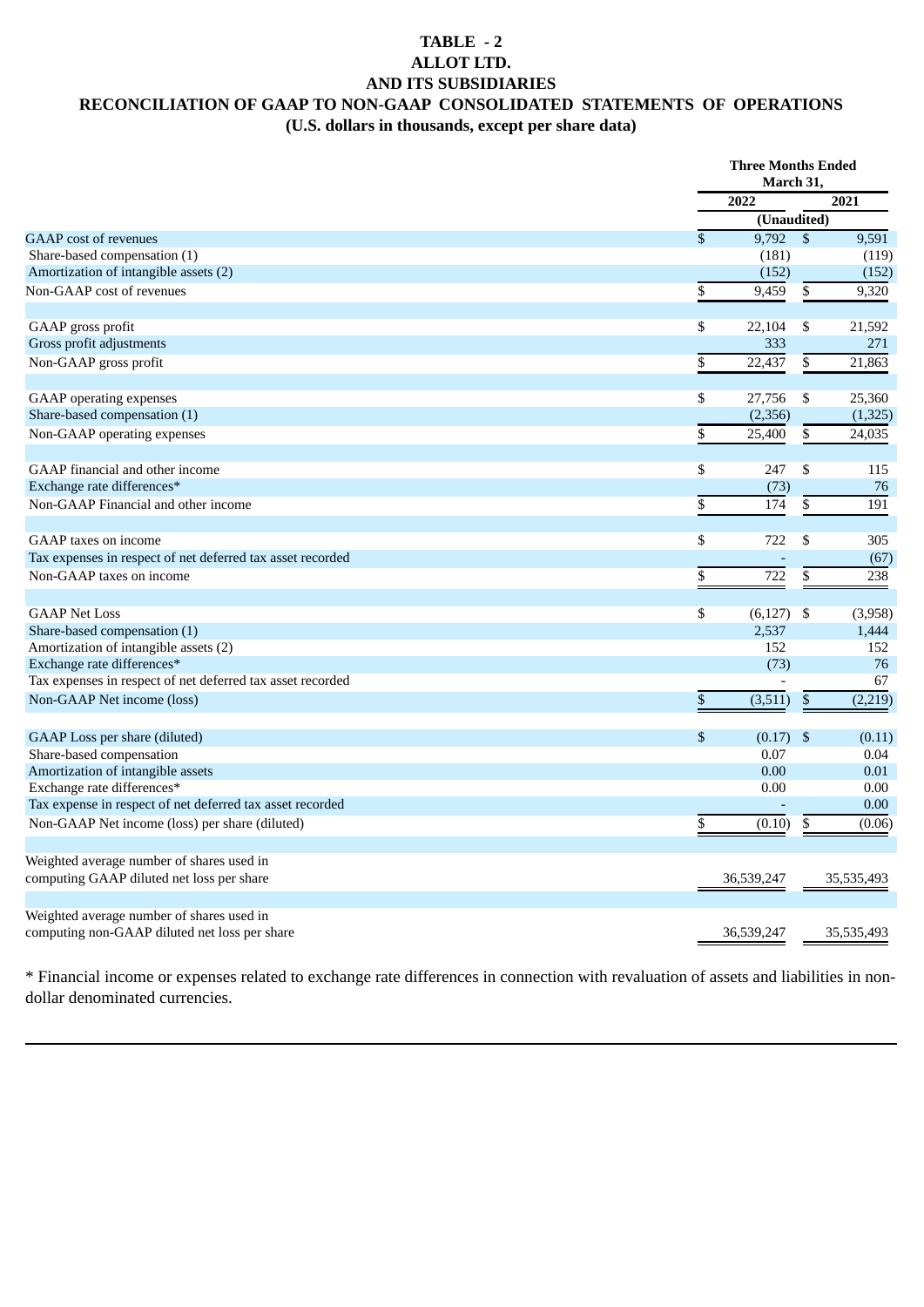**TABLE - 2**
**ALLOT LTD.**
**AND ITS SUBSIDIARIES**
**RECONCILIATION OF GAAP TO NON-GAAP CONSOLIDATED STATEMENTS OF OPERATIONS**
**(U.S. dollars in thousands, except per share data)**

| | Three Months Ended March 31, | |
|---|---|---|
| | 2022 | 2021 |
| | (Unaudited) | |
| GAAP cost of revenues | $ 9,792 | $ 9,591 |
| Share-based compensation (1) | (181) | (119) |
| Amortization of intangible assets (2) | (152) | (152) |
| Non-GAAP cost of revenues | $ 9,459 | $ 9,320 |
| | | |
| GAAP gross profit | $ 22,104 | $ 21,592 |
| Gross profit adjustments | 333 | 271 |
| Non-GAAP gross profit | $ 22,437 | $ 21,863 |
| | | |
| GAAP operating expenses | $ 27,756 | $ 25,360 |
| Share-based compensation (1) | (2,356) | (1,325) |
| Non-GAAP operating expenses | $ 25,400 | $ 24,035 |
| | | |
| GAAP financial and other income | $ 247 | $ 115 |
| Exchange rate differences* | (73) | 76 |
| Non-GAAP Financial and other income | $ 174 | $ 191 |
| | | |
| GAAP taxes on income | $ 722 | $ 305 |
| Tax expenses in respect of net deferred tax asset recorded | - | (67) |
| Non-GAAP taxes on income | $ 722 | $ 238 |
| | | |
| GAAP Net Loss | $ (6,127) | $ (3,958) |
| Share-based compensation (1) | 2,537 | 1,444 |
| Amortization of intangible assets (2) | 152 | 152 |
| Exchange rate differences* | (73) | 76 |
| Tax expenses in respect of net deferred tax asset recorded | - | 67 |
| Non-GAAP Net income (loss) | $ (3,511) | $ (2,219) |
| | | |
| GAAP Loss per share (diluted) | $ (0.17) | $ (0.11) |
| Share-based compensation | 0.07 | 0.04 |
| Amortization of intangible assets | 0.00 | 0.01 |
| Exchange rate differences* | 0.00 | 0.00 |
| Tax expense in respect of net deferred tax asset recorded | - | 0.00 |
| Non-GAAP Net income (loss) per share (diluted) | $ (0.10) | $ (0.06) |
| | | |
| Weighted average number of shares used in computing GAAP diluted net loss per share | 36,539,247 | 35,535,493 |
| | | |
| Weighted average number of shares used in computing non-GAAP diluted net loss per share | 36,539,247 | 35,535,493 |

* Financial income or expenses related to exchange rate differences in connection with revaluation of assets and liabilities in non-dollar denominated currencies.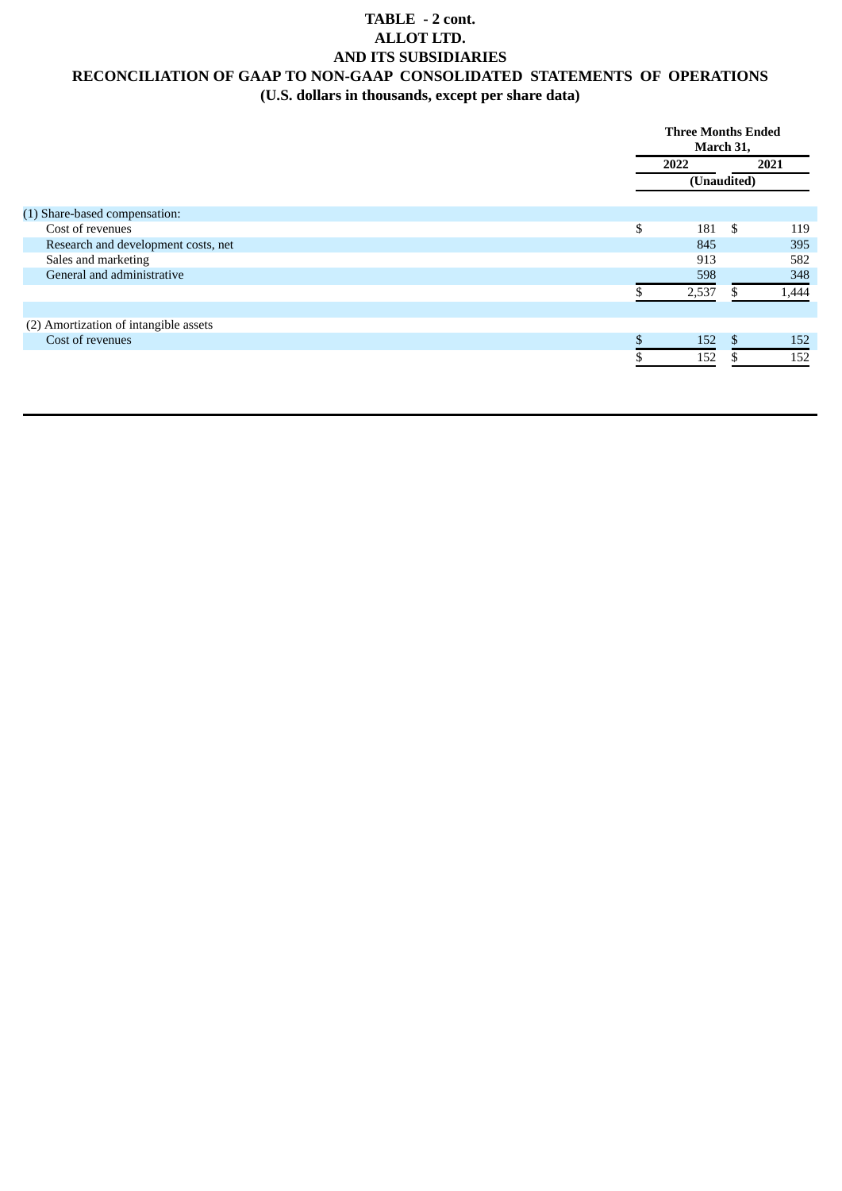# TABLE - 2 cont.
# ALLOT LTD.
# AND ITS SUBSIDIARIES
# RECONCILIATION OF GAAP TO NON-GAAP CONSOLIDATED STATEMENTS OF OPERATIONS
**(U.S. dollars in thousands, except per share data)**

| | Three Months Ended March 31, | |
|---|---|---|
| | 2022 | 2021 |
| | (Unaudited) | |
| (1) Share-based compensation: | | |
| Cost of revenues | $ 181 | $ 119 |
| Research and development costs, net | 845 | 395 |
| Sales and marketing | 913 | 582 |
| General and administrative | 598 | 348 |
| | $ 2,537 | $ 1,444 |
| | | |
| (2) Amortization of intangible assets | | |
| Cost of revenues | $ 152 | $ 152 |
| | $ 152 | $ 152 |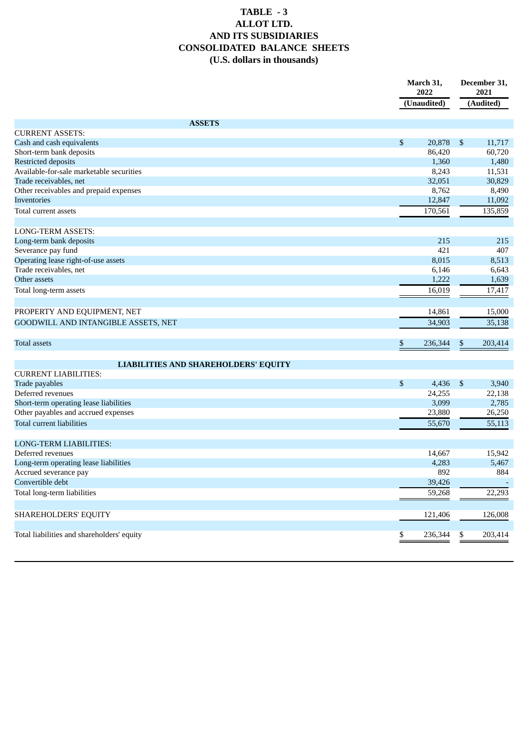# TABLE - 3
# ALLOT LTD.
# AND ITS SUBSIDIARIES
# CONSOLIDATED BALANCE SHEETS
# (U.S. dollars in thousands)

| | March 31, 2022 | December 31, 2021 |
|---|---|---|
| | (Unaudited) | (Audited) |
| **ASSETS** | | |
| CURRENT ASSETS: | | |
| Cash and cash equivalents | $ 20,878 | $ 11,717 |
| Short-term bank deposits | 86,420 | 60,720 |
| Restricted deposits | 1,360 | 1,480 |
| Available-for-sale marketable securities | 8,243 | 11,531 |
| Trade receivables, net | 32,051 | 30,829 |
| Other receivables and prepaid expenses | 8,762 | 8,490 |
| Inventories | 12,847 | 11,092 |
| Total current assets | 170,561 | 135,859 |
| | | |
| LONG-TERM ASSETS: | | |
| Long-term bank deposits | 215 | 215 |
| Severance pay fund | 421 | 407 |
| Operating lease right-of-use assets | 8,015 | 8,513 |
| Trade receivables, net | 6,146 | 6,643 |
| Other assets | 1,222 | 1,639 |
| Total long-term assets | 16,019 | 17,417 |
| | | |
| PROPERTY AND EQUIPMENT, NET | 14,861 | 15,000 |
| GOODWILL AND INTANGIBLE ASSETS, NET | 34,903 | 35,138 |
| | | |
| Total assets | $ 236,344 | $ 203,414 |
| | | |
| **LIABILITIES AND SHAREHOLDERS' EQUITY** | | |
| CURRENT LIABILITIES: | | |
| Trade payables | $ 4,436 | $ 3,940 |
| Deferred revenues | 24,255 | 22,138 |
| Short-term operating lease liabilities | 3,099 | 2,785 |
| Other payables and accrued expenses | 23,880 | 26,250 |
| Total current liabilities | 55,670 | 55,113 |
| | | |
| LONG-TERM LIABILITIES: | | |
| Deferred revenues | 14,667 | 15,942 |
| Long-term operating lease liabilities | 4,283 | 5,467 |
| Accrued severance pay | 892 | 884 |
| Convertible debt | 39,426 | - |
| Total long-term liabilities | 59,268 | 22,293 |
| | | |
| SHAREHOLDERS' EQUITY | 121,406 | 126,008 |
| | | |
| Total liabilities and shareholders' equity | $ 236,344 | $ 203,414 |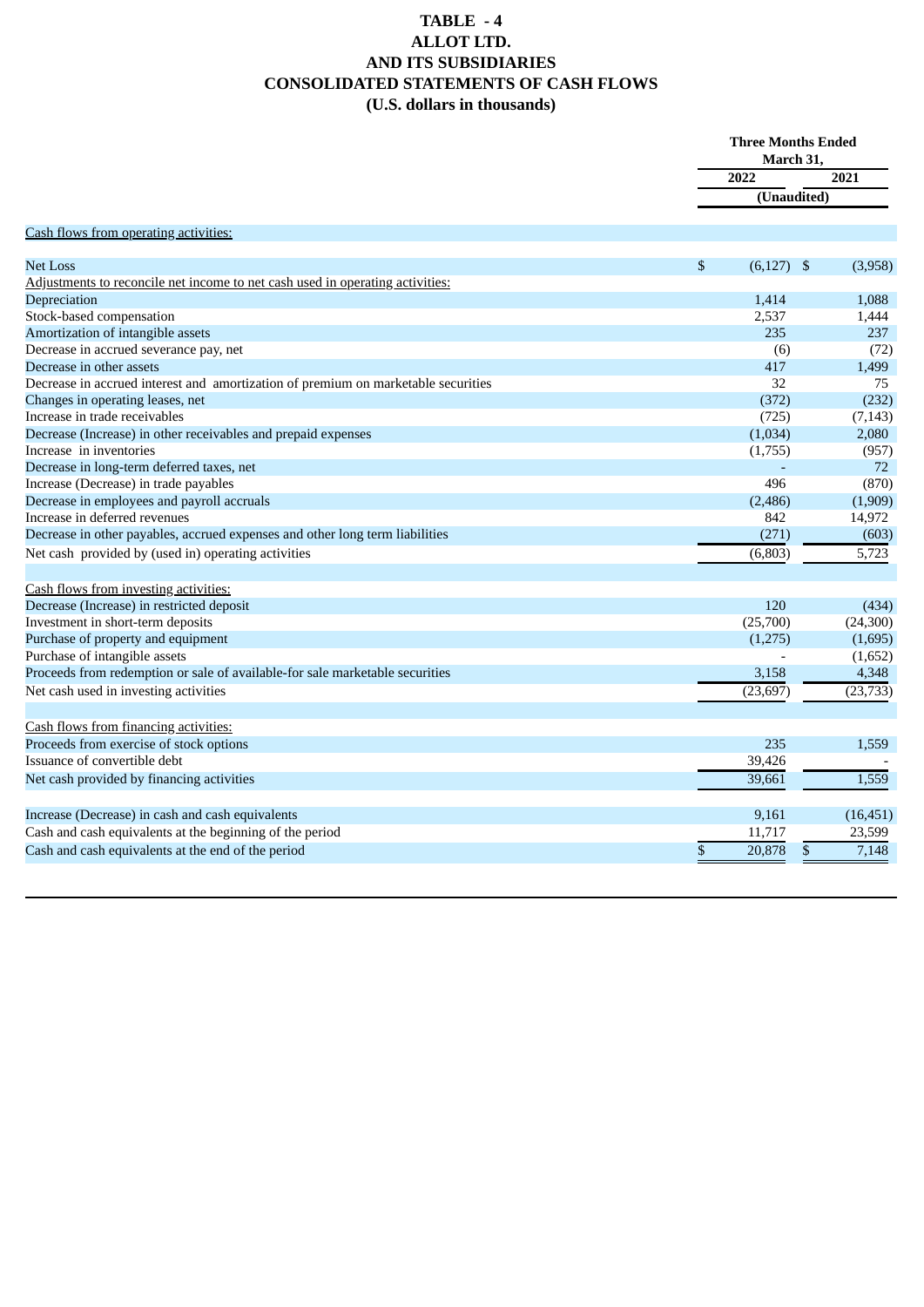# TABLE - 4
# ALLOT LTD.
# AND ITS SUBSIDIARIES
# CONSOLIDATED STATEMENTS OF CASH FLOWS
# (U.S. dollars in thousands)

| | Three Months Ended March 31, | |
|---|---|---|
| | 2022 | 2021 |
| | (Unaudited) | |
| Cash flows from operating activities: | | |
| Net Loss | $ (6,127) | $ (3,958) |
| Adjustments to reconcile net income to net cash used in operating activities: | | |
| Depreciation | 1,414 | 1,088 |
| Stock-based compensation | 2,537 | 1,444 |
| Amortization of intangible assets | 235 | 237 |
| Decrease in accrued severance pay, net | (6) | (72) |
| Decrease in other assets | 417 | 1,499 |
| Decrease in accrued interest and amortization of premium on marketable securities | 32 | 75 |
| Changes in operating leases, net | (372) | (232) |
| Increase in trade receivables | (725) | (7,143) |
| Decrease (Increase) in other receivables and prepaid expenses | (1,034) | 2,080 |
| Increase in inventories | (1,755) | (957) |
| Decrease in long-term deferred taxes, net | - | 72 |
| Increase (Decrease) in trade payables | 496 | (870) |
| Decrease in employees and payroll accruals | (2,486) | (1,909) |
| Increase in deferred revenues | 842 | 14,972 |
| Decrease in other payables, accrued expenses and other long term liabilities | (271) | (603) |
| Net cash provided by (used in) operating activities | (6,803) | 5,723 |
| Cash flows from investing activities: | | |
| Decrease (Increase) in restricted deposit | 120 | (434) |
| Investment in short-term deposits | (25,700) | (24,300) |
| Purchase of property and equipment | (1,275) | (1,695) |
| Purchase of intangible assets | - | (1,652) |
| Proceeds from redemption or sale of available-for sale marketable securities | 3,158 | 4,348 |
| Net cash used in investing activities | (23,697) | (23,733) |
| Cash flows from financing activities: | | |
| Proceeds from exercise of stock options | 235 | 1,559 |
| Issuance of convertible debt | 39,426 | - |
| Net cash provided by financing activities | 39,661 | 1,559 |
| Increase (Decrease) in cash and cash equivalents | 9,161 | (16,451) |
| Cash and cash equivalents at the beginning of the period | 11,717 | 23,599 |
| Cash and cash equivalents at the end of the period | $ 20,878 | $ 7,148 |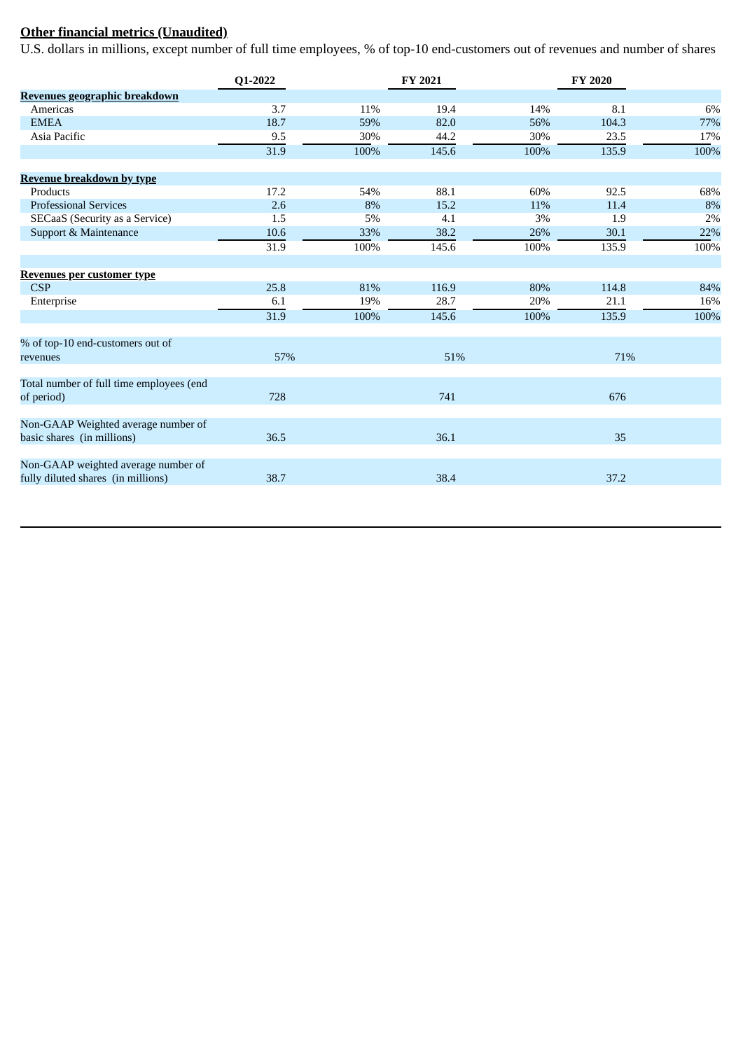**Other financial metrics (Unaudited)**

U.S. dollars in millions, except number of full time employees, % of top-10 end-customers out of revenues and number of shares

| | Q1-2022 | | FY 2021 | | FY 2020 | |
|---|---|---|---|---|---|---|
| **Revenues geographic breakdown** | | | | | | |
| Americas | 3.7 | 11% | 19.4 | 14% | 8.1 | 6% |
| EMEA | 18.7 | 59% | 82.0 | 56% | 104.3 | 77% |
| Asia Pacific | 9.5 | 30% | 44.2 | 30% | 23.5 | 17% |
| | 31.9 | 100% | 145.6 | 100% | 135.9 | 100% |
| **Revenue breakdown by type** | | | | | | |
| Products | 17.2 | 54% | 88.1 | 60% | 92.5 | 68% |
| Professional Services | 2.6 | 8% | 15.2 | 11% | 11.4 | 8% |
| SECaaS (Security as a Service) | 1.5 | 5% | 4.1 | 3% | 1.9 | 2% |
| Support & Maintenance | 10.6 | 33% | 38.2 | 26% | 30.1 | 22% |
| | 31.9 | 100% | 145.6 | 100% | 135.9 | 100% |
| **Revenues per customer type** | | | | | | |
| CSP | 25.8 | 81% | 116.9 | 80% | 114.8 | 84% |
| Enterprise | 6.1 | 19% | 28.7 | 20% | 21.1 | 16% |
| | 31.9 | 100% | 145.6 | 100% | 135.9 | 100% |
| % of top-10 end-customers out of revenues | 57% | | 51% | | 71% | |
| Total number of full time employees (end of period) | 728 | | 741 | | 676 | |
| Non-GAAP Weighted average number of basic shares (in millions) | 36.5 | | 36.1 | | 35 | |
| Non-GAAP weighted average number of fully diluted shares (in millions) | 38.7 | | 38.4 | | 37.2 | |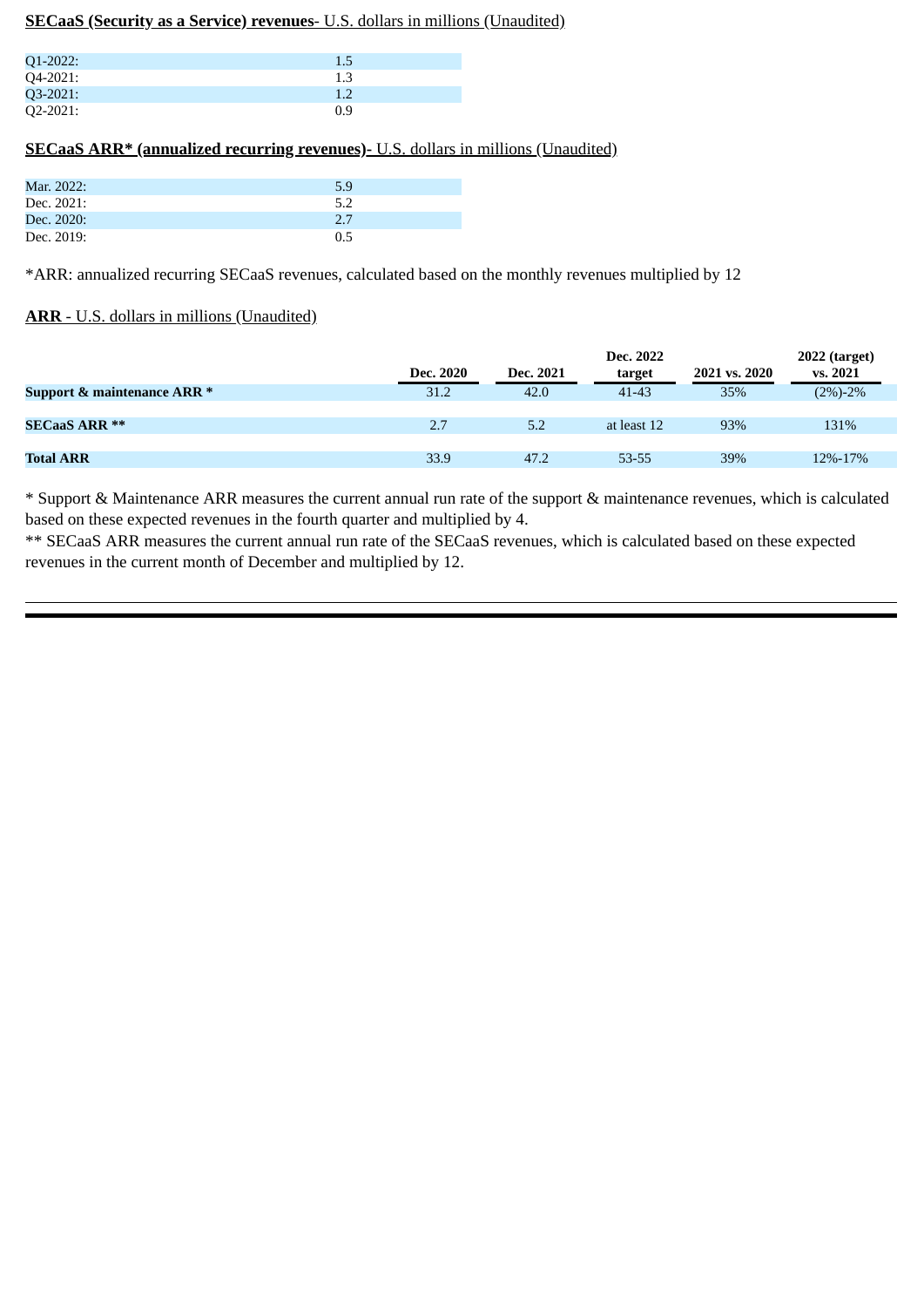**SECaaS (Security as a Service) revenues**- U.S. dollars in millions (Unaudited)

| | |
|---|---|
| Q1-2022: | 1.5 |
| Q4-2021: | 1.3 |
| Q3-2021: | 1.2 |
| Q2-2021: | 0.9 |

**SECaaS ARR* (annualized recurring revenues)**- U.S. dollars in millions (Unaudited)

| | |
|---|---|
| Mar. 2022: | 5.9 |
| Dec. 2021: | 5.2 |
| Dec. 2020: | 2.7 |
| Dec. 2019: | 0.5 |

*ARR: annualized recurring SECaaS revenues, calculated based on the monthly revenues multiplied by 12

**ARR** - U.S. dollars in millions (Unaudited)

| | Dec. 2020 | Dec. 2021 | Dec. 2022 target | 2021 vs. 2020 | 2022 (target) vs. 2021 |
|---|---|---|---|---|---|
| **Support & maintenance ARR *** | 31.2 | 42.0 | 41-43 | 35% | (2%)-2% |
| **SECaaS ARR **** | 2.7 | 5.2 | at least 12 | 93% | 131% |
| **Total ARR** | 33.9 | 47.2 | 53-55 | 39% | 12%-17% |

* Support & Maintenance ARR measures the current annual run rate of the support & maintenance revenues, which is calculated based on these expected revenues in the fourth quarter and multiplied by 4.
** SECaaS ARR measures the current annual run rate of the SECaaS revenues, which is calculated based on these expected revenues in the current month of December and multiplied by 12.